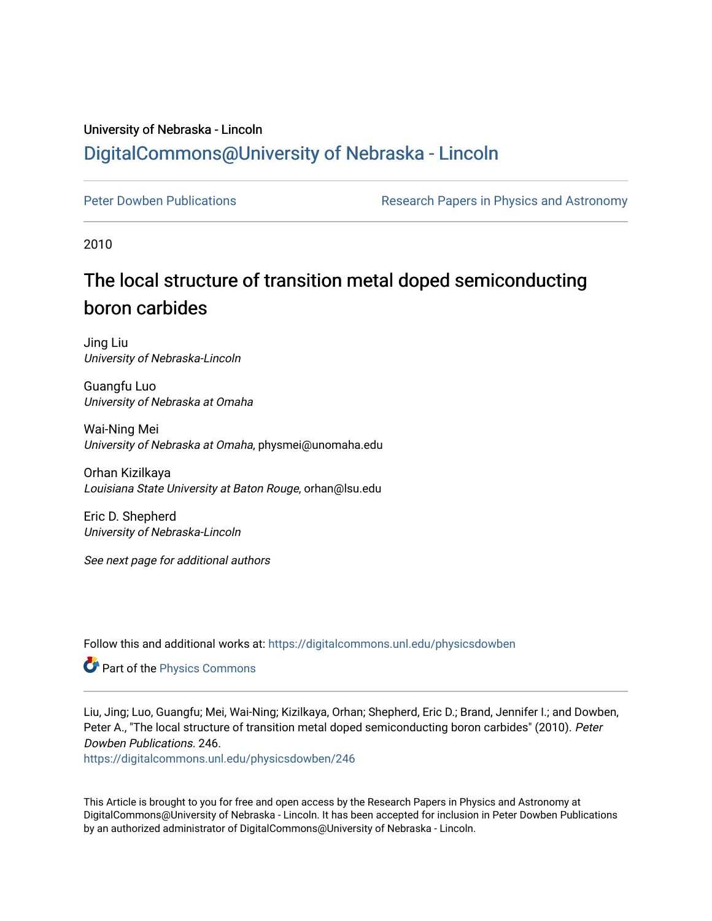University of Nebraska - Lincoln

# DigitalCommons@University of Nebraska - Lincoln

Peter Dowben Publications

Research Papers in Physics and Astronomy

2010

## The local structure of transition metal doped semiconducting boron carbides

Jing Liu
*University of Nebraska-Lincoln*

Guangfu Luo
*University of Nebraska at Omaha*

Wai-Ning Mei
*University of Nebraska at Omaha*, physmei@unomaha.edu

Orhan Kizilkaya
*Louisiana State University at Baton Rouge*, orhan@lsu.edu

Eric D. Shepherd
*University of Nebraska-Lincoln*

*See next page for additional authors*

Follow this and additional works at: https://digitalcommons.unl.edu/physicsdowben

Part of the Physics Commons

Liu, Jing; Luo, Guangfu; Mei, Wai-Ning; Kizilkaya, Orhan; Shepherd, Eric D.; Brand, Jennifer I.; and Dowben, Peter A., "The local structure of transition metal doped semiconducting boron carbides" (2010). *Peter Dowben Publications*. 246.
https://digitalcommons.unl.edu/physicsdowben/246

This Article is brought to you for free and open access by the Research Papers in Physics and Astronomy at DigitalCommons@University of Nebraska - Lincoln. It has been accepted for inclusion in Peter Dowben Publications by an authorized administrator of DigitalCommons@University of Nebraska - Lincoln.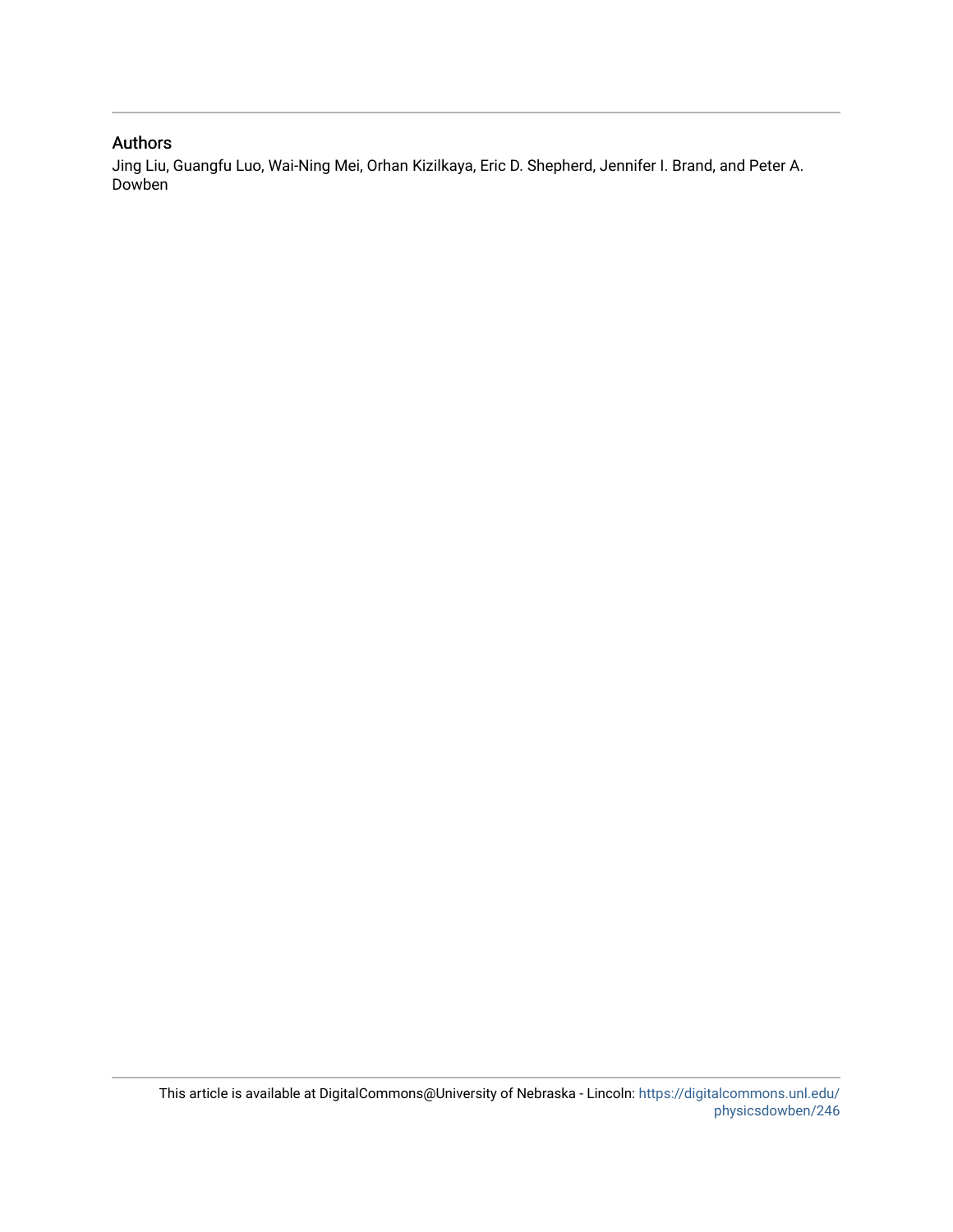## Authors

Jing Liu, Guangfu Luo, Wai-Ning Mei, Orhan Kizilkaya, Eric D. Shepherd, Jennifer I. Brand, and Peter A. Dowben

This article is available at DigitalCommons@University of Nebraska - Lincoln: https://digitalcommons.unl.edu/physicsdowben/246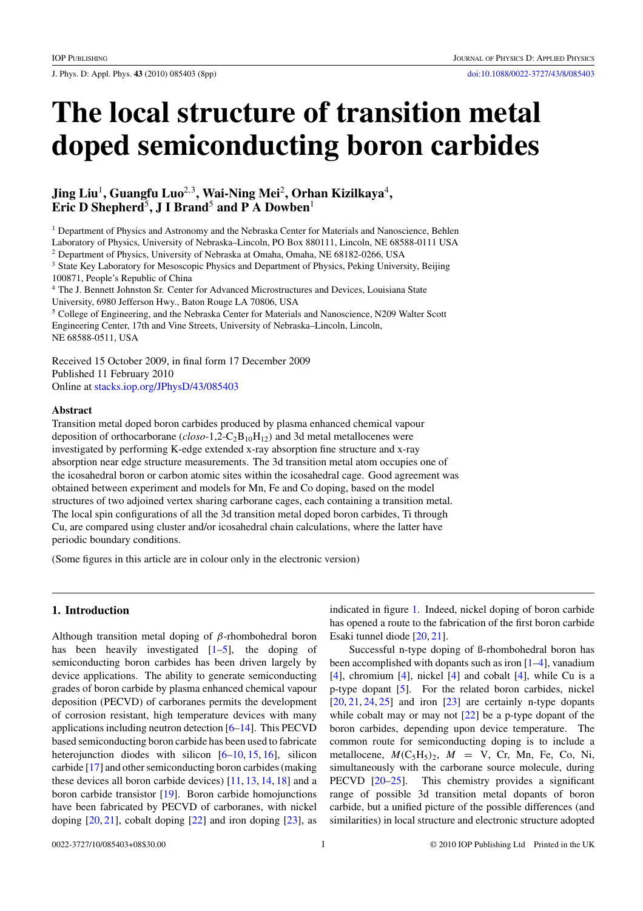# The local structure of transition metal doped semiconducting boron carbides

## Jing Liu[1], Guangfu Luo[2,3], Wai-Ning Mei[2], Orhan Kizilkaya[4], Eric D Shepherd[5], J I Brand[5] and P A Dowben[1]

[1] Department of Physics and Astronomy and the Nebraska Center for Materials and Nanoscience, Behlen Laboratory of Physics, University of Nebraska–Lincoln, PO Box 880111, Lincoln, NE 68588-0111 USA

[2] Department of Physics, University of Nebraska at Omaha, Omaha, NE 68182-0266, USA

[3] State Key Laboratory for Mesoscopic Physics and Department of Physics, Peking University, Beijing 100871, People's Republic of China

[4] The J. Bennett Johnston Sr. Center for Advanced Microstructures and Devices, Louisiana State University, 6980 Jefferson Hwy., Baton Rouge LA 70806, USA

[5] College of Engineering, and the Nebraska Center for Materials and Nanoscience, N209 Walter Scott Engineering Center, 17th and Vine Streets, University of Nebraska–Lincoln, Lincoln, NE 68588-0511, USA

Received 15 October 2009, in final form 17 December 2009
Published 11 February 2010
Online at stacks.iop.org/JPhysD/43/085403

### Abstract

Transition metal doped boron carbides produced by plasma enhanced chemical vapour deposition of orthocarborane (*closo*-1,2-$C_2B_{10}H_{12}$) and 3d metal metallocenes were investigated by performing K-edge extended x-ray absorption fine structure and x-ray absorption near edge structure measurements. The 3d transition metal atom occupies one of the icosahedral boron or carbon atomic sites within the icosahedral cage. Good agreement was obtained between experiment and models for Mn, Fe and Co doping, based on the model structures of two adjoined vertex sharing carborane cages, each containing a transition metal. The local spin configurations of all the 3d transition metal doped boron carbides, Ti through Cu, are compared using cluster and/or icosahedral chain calculations, where the latter have periodic boundary conditions.

(Some figures in this article are in colour only in the electronic version)

## 1. Introduction

Although transition metal doping of $\beta$-rhombohedral boron has been heavily investigated [1–5], the doping of semiconducting boron carbides has been driven largely by device applications. The ability to generate semiconducting grades of boron carbide by plasma enhanced chemical vapour deposition (PECVD) of carboranes permits the development of corrosion resistant, high temperature devices with many applications including neutron detection [6–14]. This PECVD based semiconducting boron carbide has been used to fabricate heterojunction diodes with silicon [6–10, 15, 16], silicon carbide [17] and other semiconducting boron carbides (making these devices all boron carbide devices) [11, 13, 14, 18] and a boron carbide transistor [19]. Boron carbide homojunctions have been fabricated by PECVD of carboranes, with nickel doping [20, 21], cobalt doping [22] and iron doping [23], as indicated in figure 1. Indeed, nickel doping of boron carbide has opened a route to the fabrication of the first boron carbide Esaki tunnel diode [20, 21].

Successful n-type doping of ß-rhombohedral boron has been accomplished with dopants such as iron [1–4], vanadium [4], chromium [4], nickel [4] and cobalt [4], while Cu is a p-type dopant [5]. For the related boron carbides, nickel [20, 21, 24, 25] and iron [23] are certainly n-type dopants while cobalt may or may not [22] be a p-type dopant of the boron carbides, depending upon device temperature. The common route for semiconducting doping is to include a metallocene, $M(C_5H_5)_2$, $M$ = V, Cr, Mn, Fe, Co, Ni, simultaneously with the carborane source molecule, during PECVD [20–25]. This chemistry provides a significant range of possible 3d transition metal dopants of boron carbide, but a unified picture of the possible differences (and similarities) in local structure and electronic structure adopted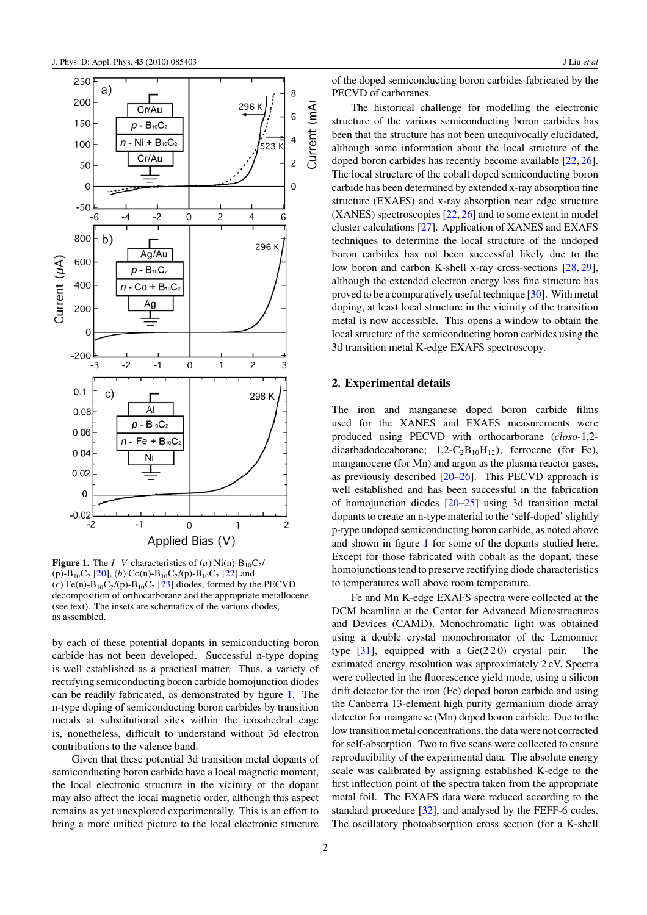**Figure 1.** The $I$–$V$ characteristics of (*a*) Ni(n)-$B_{10}C_2$/(p)-$B_{10}C_2$ [20], (*b*) Co(n)-$B_{10}C_2$/(p)-$B_{10}C_2$ [22] and (*c*) Fe(n)-$B_{10}C_2$/(p)-$B_{10}C_2$ [23] diodes, formed by the PECVD decomposition of orthocarborane and the appropriate metallocene (see text). The insets are schematics of the various diodes, as assembled.

by each of these potential dopants in semiconducting boron carbide has not been developed. Successful n-type doping is well established as a practical matter. Thus, a variety of rectifying semiconducting boron carbide homojunction diodes can be readily fabricated, as demonstrated by figure 1. The n-type doping of semiconducting boron carbides by transition metals at substitutional sites within the icosahedral cage is, nonetheless, difficult to understand without 3d electron contributions to the valence band.

Given that these potential 3d transition metal dopants of semiconducting boron carbide have a local magnetic moment, the local electronic structure in the vicinity of the dopant may also affect the local magnetic order, although this aspect remains as yet unexplored experimentally. This is an effort to bring a more unified picture to the local electronic structure of the doped semiconducting boron carbides fabricated by the PECVD of carboranes.

The historical challenge for modelling the electronic structure of the various semiconducting boron carbides has been that the structure has not been unequivocally elucidated, although some information about the local structure of the doped boron carbides has recently become available [22, 26]. The local structure of the cobalt doped semiconducting boron carbide has been determined by extended x-ray absorption fine structure (EXAFS) and x-ray absorption near edge structure (XANES) spectroscopies [22, 26] and to some extent in model cluster calculations [27]. Application of XANES and EXAFS techniques to determine the local structure of the undoped boron carbides has not been successful likely due to the low boron and carbon K-shell x-ray cross-sections [28, 29], although the extended electron energy loss fine structure has proved to be a comparatively useful technique [30]. With metal doping, at least local structure in the vicinity of the transition metal is now accessible. This opens a window to obtain the local structure of the semiconducting boron carbides using the 3d transition metal K-edge EXAFS spectroscopy.

## 2. Experimental details

The iron and manganese doped boron carbide films used for the XANES and EXAFS measurements were produced using PECVD with orthocarborane (*closo*-1,2-dicarbadodecaborane; 1,2-$C_2B_{10}H_{12}$), ferrocene (for Fe), manganocene (for Mn) and argon as the plasma reactor gases, as previously described [20–26]. This PECVD approach is well established and has been successful in the fabrication of homojunction diodes [20–25] using 3d transition metal dopants to create an n-type material to the 'self-doped' slightly p-type undoped semiconducting boron carbide, as noted above and shown in figure 1 for some of the dopants studied here. Except for those fabricated with cobalt as the dopant, these homojunctions tend to preserve rectifying diode characteristics to temperatures well above room temperature.

Fe and Mn K-edge EXAFS spectra were collected at the DCM beamline at the Center for Advanced Microstructures and Devices (CAMD). Monochromatic light was obtained using a double crystal monochromator of the Lemonnier type [31], equipped with a Ge(2 2 0) crystal pair. The estimated energy resolution was approximately 2 eV. Spectra were collected in the fluorescence yield mode, using a silicon drift detector for the iron (Fe) doped boron carbide and using the Canberra 13-element high purity germanium diode array detector for manganese (Mn) doped boron carbide. Due to the low transition metal concentrations, the data were not corrected for self-absorption. Two to five scans were collected to ensure reproducibility of the experimental data. The absolute energy scale was calibrated by assigning established K-edge to the first inflection point of the spectra taken from the appropriate metal foil. The EXAFS data were reduced according to the standard procedure [32], and analysed by the FEFF-6 codes. The oscillatory photoabsorption cross section (for a K-shell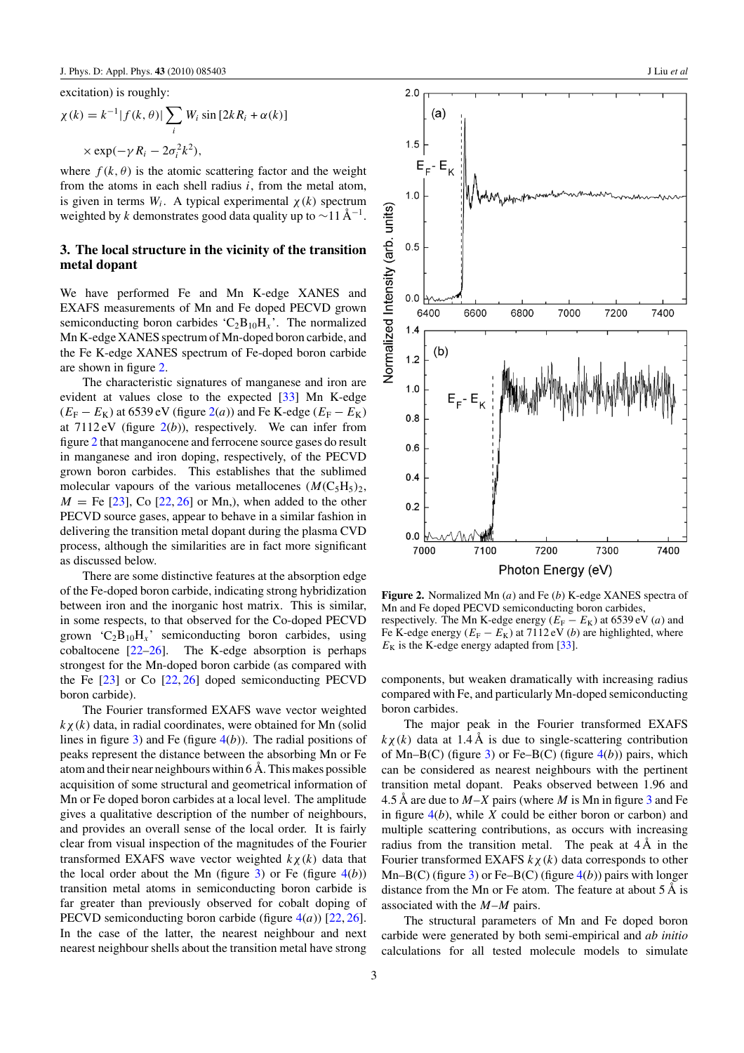excitation) is roughly:

$$\chi(k) = k^{-1}|f(k,\theta)| \sum_i W_i \sin[2kR_i + \alpha(k)] \times \exp(-\gamma R_i - 2\sigma_i^2 k^2),$$

where $f(k,\theta)$ is the atomic scattering factor and the weight from the atoms in each shell radius $i$, from the metal atom, is given in terms $W_i$. A typical experimental $\chi(k)$ spectrum weighted by $k$ demonstrates good data quality up to $\sim$11 Å$^{-1}$.

## 3. The local structure in the vicinity of the transition metal dopant

We have performed Fe and Mn K-edge XANES and EXAFS measurements of Mn and Fe doped PECVD grown semiconducting boron carbides '$C_2B_{10}H_x$'. The normalized Mn K-edge XANES spectrum of Mn-doped boron carbide, and the Fe K-edge XANES spectrum of Fe-doped boron carbide are shown in figure 2.

The characteristic signatures of manganese and iron are evident at values close to the expected [33] Mn K-edge ($E_F - E_K$) at 6539 eV (figure 2(*a*)) and Fe K-edge ($E_F - E_K$) at 7112 eV (figure 2(*b*)), respectively. We can infer from figure 2 that manganocene and ferrocene source gases do result in manganese and iron doping, respectively, of the PECVD grown boron carbides. This establishes that the sublimed molecular vapours of the various metallocenes ($M(C_5H_5)_2$, $M$ = Fe [23], Co [22, 26] or Mn,), when added to the other PECVD source gases, appear to behave in a similar fashion in delivering the transition metal dopant during the plasma CVD process, although the similarities are in fact more significant as discussed below.

There are some distinctive features at the absorption edge of the Fe-doped boron carbide, indicating strong hybridization between iron and the inorganic host matrix. This is similar, in some respects, to that observed for the Co-doped PECVD grown '$C_2B_{10}H_x$' semiconducting boron carbides, using cobaltocene [22–26]. The K-edge absorption is perhaps strongest for the Mn-doped boron carbide (as compared with the Fe [23] or Co [22, 26] doped semiconducting PECVD boron carbide).

The Fourier transformed EXAFS wave vector weighted $k\chi(k)$ data, in radial coordinates, were obtained for Mn (solid lines in figure 3) and Fe (figure 4(*b*)). The radial positions of peaks represent the distance between the absorbing Mn or Fe atom and their near neighbours within 6 Å. This makes possible acquisition of some structural and geometrical information of Mn or Fe doped boron carbides at a local level. The amplitude gives a qualitative description of the number of neighbours, and provides an overall sense of the local order. It is fairly clear from visual inspection of the magnitudes of the Fourier transformed EXAFS wave vector weighted $k\chi(k)$ data that the local order about the Mn (figure 3) or Fe (figure 4(*b*)) transition metal atoms in semiconducting boron carbide is far greater than previously observed for cobalt doping of PECVD semiconducting boron carbide (figure 4(*a*)) [22, 26]. In the case of the latter, the nearest neighbour and next nearest neighbour shells about the transition metal have strong components, but weaken dramatically with increasing radius compared with Fe, and particularly Mn-doped semiconducting boron carbides.

**Figure 2.** Normalized Mn (*a*) and Fe (*b*) K-edge XANES spectra of Mn and Fe doped PECVD semiconducting boron carbides, respectively. The Mn K-edge energy ($E_F - E_K$) at 6539 eV (*a*) and Fe K-edge energy ($E_F - E_K$) at 7112 eV (*b*) are highlighted, where $E_K$ is the K-edge energy adapted from [33].

The major peak in the Fourier transformed EXAFS $k\chi(k)$ data at 1.4 Å is due to single-scattering contribution of Mn–B(C) (figure 3) or Fe–B(C) (figure 4(*b*)) pairs, which can be considered as nearest neighbours with the pertinent transition metal dopant. Peaks observed between 1.96 and 4.5 Å are due to $M$–$X$ pairs (where $M$ is Mn in figure 3 and Fe in figure 4(*b*), while $X$ could be either boron or carbon) and multiple scattering contributions, as occurs with increasing radius from the transition metal. The peak at 4 Å in the Fourier transformed EXAFS $k\chi(k)$ data corresponds to other Mn–B(C) (figure 3) or Fe–B(C) (figure 4(*b*)) pairs with longer distance from the Mn or Fe atom. The feature at about 5 Å is associated with the $M$–$M$ pairs.

The structural parameters of Mn and Fe doped boron carbide were generated by both semi-empirical and *ab initio* calculations for all tested molecule models to simulate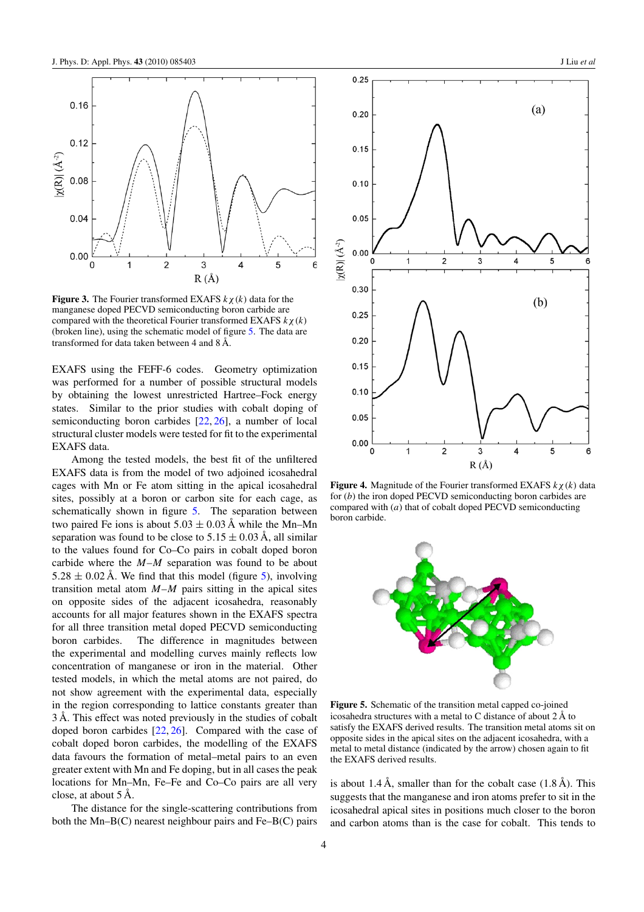**Figure 3.** The Fourier transformed EXAFS $k\chi(k)$ data for the manganese doped PECVD semiconducting boron carbide are compared with the theoretical Fourier transformed EXAFS $k\chi(k)$ (broken line), using the schematic model of figure 5. The data are transformed for data taken between 4 and 8 Å.

EXAFS using the FEFF-6 codes. Geometry optimization was performed for a number of possible structural models by obtaining the lowest unrestricted Hartree–Fock energy states. Similar to the prior studies with cobalt doping of semiconducting boron carbides [22, 26], a number of local structural cluster models were tested for fit to the experimental EXAFS data.

Among the tested models, the best fit of the unfiltered EXAFS data is from the model of two adjoined icosahedral cages with Mn or Fe atom sitting in the apical icosahedral sites, possibly at a boron or carbon site for each cage, as schematically shown in figure 5. The separation between two paired Fe ions is about $5.03 \pm 0.03$ Å while the Mn–Mn separation was found to be close to $5.15 \pm 0.03$ Å, all similar to the values found for Co–Co pairs in cobalt doped boron carbide where the $M$–$M$ separation was found to be about $5.28 \pm 0.02$ Å. We find that this model (figure 5), involving transition metal atom $M$–$M$ pairs sitting in the apical sites on opposite sides of the adjacent icosahedra, reasonably accounts for all major features shown in the EXAFS spectra for all three transition metal doped PECVD semiconducting boron carbides. The difference in magnitudes between the experimental and modelling curves mainly reflects low concentration of manganese or iron in the material. Other tested models, in which the metal atoms are not paired, do not show agreement with the experimental data, especially in the region corresponding to lattice constants greater than 3 Å. This effect was noted previously in the studies of cobalt doped boron carbides [22, 26]. Compared with the case of cobalt doped boron carbides, the modelling of the EXAFS data favours the formation of metal–metal pairs to an even greater extent with Mn and Fe doping, but in all cases the peak locations for Mn–Mn, Fe–Fe and Co–Co pairs are all very close, at about 5 Å.

The distance for the single-scattering contributions from both the Mn–B(C) nearest neighbour pairs and Fe–B(C) pairs is about 1.4 Å, smaller than for the cobalt case (1.8 Å). This suggests that the manganese and iron atoms prefer to sit in the icosahedral apical sites in positions much closer to the boron and carbon atoms than is the case for cobalt. This tends to

**Figure 4.** Magnitude of the Fourier transformed EXAFS $k\chi(k)$ data for (*b*) the iron doped PECVD semiconducting boron carbides are compared with (*a*) that of cobalt doped PECVD semiconducting boron carbide.

**Figure 5.** Schematic of the transition metal capped co-joined icosahedra structures with a metal to C distance of about 2 Å to satisfy the EXAFS derived results. The transition metal atoms sit on opposite sides in the apical sites on the adjacent icosahedra, with a metal to metal distance (indicated by the arrow) chosen again to fit the EXAFS derived results.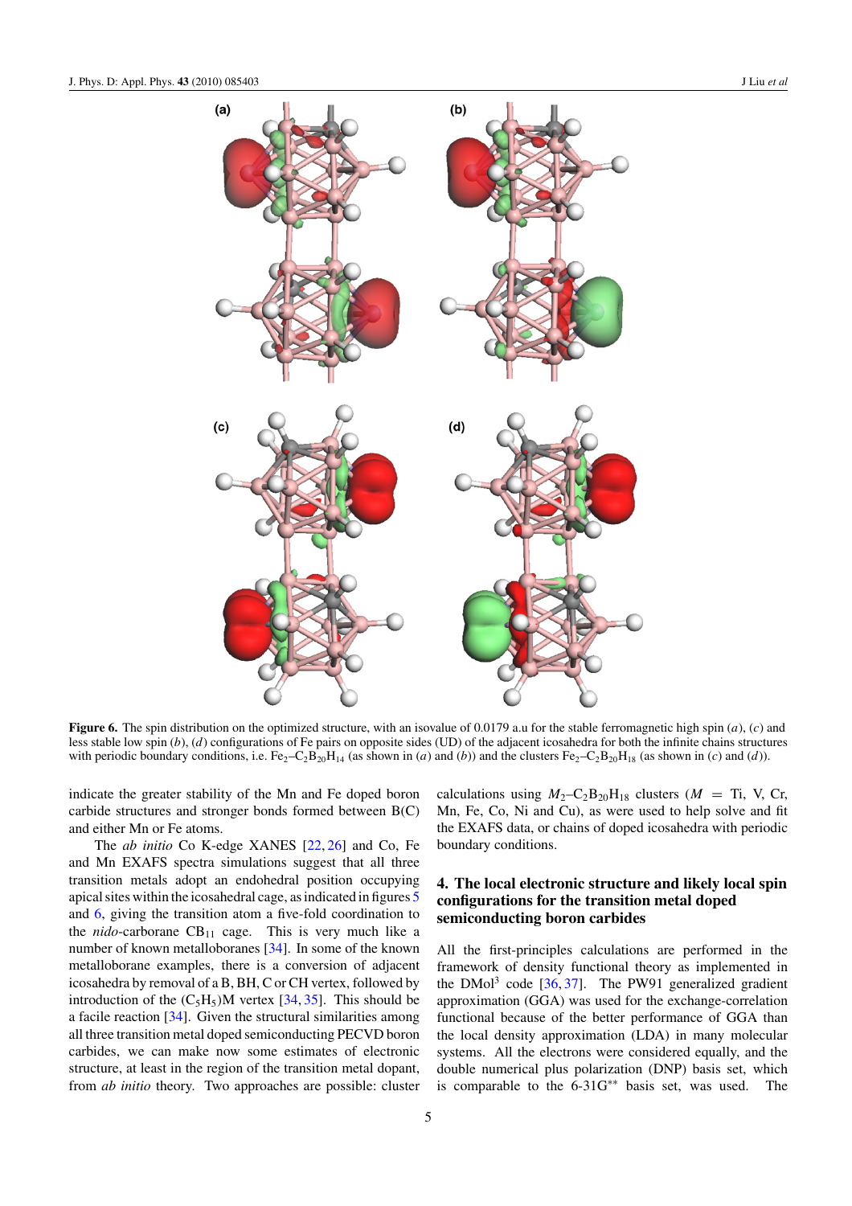**Figure 6.** The spin distribution on the optimized structure, with an isovalue of 0.0179 a.u for the stable ferromagnetic high spin (*a*), (*c*) and less stable low spin (*b*), (*d*) configurations of Fe pairs on opposite sides (UD) of the adjacent icosahedra for both the infinite chains structures with periodic boundary conditions, i.e. $Fe_2$–$C_2B_{20}H_{14}$ (as shown in (*a*) and (*b*)) and the clusters $Fe_2$–$C_2B_{20}H_{18}$ (as shown in (*c*) and (*d*)).

indicate the greater stability of the Mn and Fe doped boron carbide structures and stronger bonds formed between B(C) and either Mn or Fe atoms.

The *ab initio* Co K-edge XANES [22, 26] and Co, Fe and Mn EXAFS spectra simulations suggest that all three transition metals adopt an endohedral position occupying apical sites within the icosahedral cage, as indicated in figures 5 and 6, giving the transition atom a five-fold coordination to the *nido*-carborane $CB_{11}$ cage. This is very much like a number of known metalloboranes [34]. In some of the known metalloborane examples, there is a conversion of adjacent icosahedra by removal of a B, BH, C or CH vertex, followed by introduction of the $(C_5H_5)$M vertex [34, 35]. This should be a facile reaction [34]. Given the structural similarities among all three transition metal doped semiconducting PECVD boron carbides, we can make now some estimates of electronic structure, at least in the region of the transition metal dopant, from *ab initio* theory. Two approaches are possible: cluster calculations using $M_2$–$C_2B_{20}H_{18}$ clusters ($M$ = Ti, V, Cr, Mn, Fe, Co, Ni and Cu), as were used to help solve and fit the EXAFS data, or chains of doped icosahedra with periodic boundary conditions.

## 4. The local electronic structure and likely local spin configurations for the transition metal doped semiconducting boron carbides

All the first-principles calculations are performed in the framework of density functional theory as implemented in the DMol[3] code [36, 37]. The PW91 generalized gradient approximation (GGA) was used for the exchange-correlation functional because of the better performance of GGA than the local density approximation (LDA) in many molecular systems. All the electrons were considered equally, and the double numerical plus polarization (DNP) basis set, which is comparable to the 6-31G** basis set, was used. The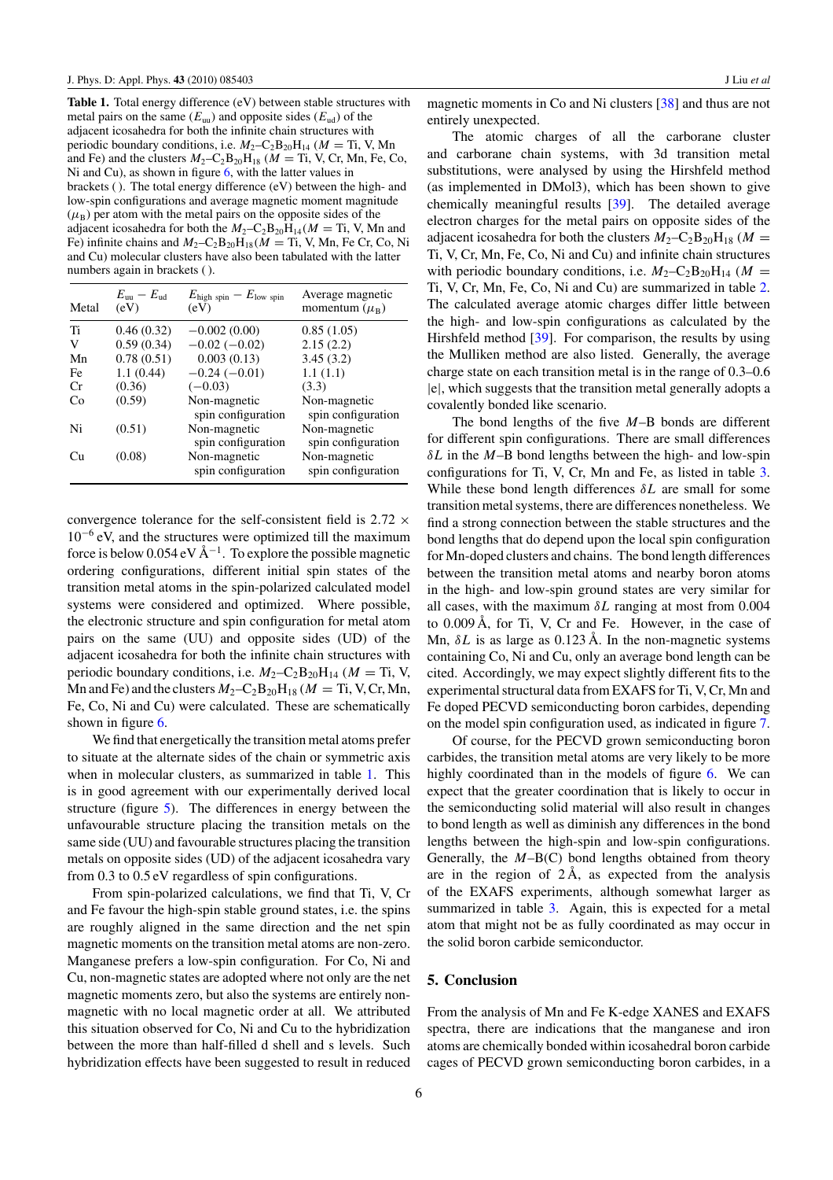**Table 1.** Total energy difference (eV) between stable structures with metal pairs on the same ($E_{uu}$) and opposite sides ($E_{ud}$) of the adjacent icosahedra for both the infinite chain structures with periodic boundary conditions, i.e. $M_2$–$C_2B_{20}H_{14}$ ($M$ = Ti, V, Mn and Fe) and the clusters $M_2$–$C_2B_{20}H_{18}$ ($M$ = Ti, V, Cr, Mn, Fe, Co, Ni and Cu), as shown in figure 6, with the latter values in brackets ( ). The total energy difference (eV) between the high- and low-spin configurations and average magnetic moment magnitude ($\mu_B$) per atom with the metal pairs on the opposite sides of the adjacent icosahedra for both the $M_2$–$C_2B_{20}H_{14}$ ($M$ = Ti, V, Mn and Fe) infinite chains and $M_2$–$C_2B_{20}H_{18}$ ($M$ = Ti, V, Mn, Fe Cr, Co, Ni and Cu) molecular clusters have also been tabulated with the latter numbers again in brackets ( ).

| Metal | $E_{uu} - E_{ud}$ (eV) | $E_{high\ spin} - E_{low\ spin}$ (eV) | Average magnetic momentum ($\mu_B$) |
|---|---|---|---|
| Ti | 0.46 (0.32) | −0.002 (0.00) | 0.85 (1.05) |
| V | 0.59 (0.34) | −0.02 (−0.02) | 2.15 (2.2) |
| Mn | 0.78 (0.51) | 0.003 (0.13) | 3.45 (3.2) |
| Fe | 1.1 (0.44) | −0.24 (−0.01) | 1.1 (1.1) |
| Cr | (0.36) | (−0.03) | (3.3) |
| Co | (0.59) | Non-magnetic spin configuration | Non-magnetic spin configuration |
| Ni | (0.51) | Non-magnetic spin configuration | Non-magnetic spin configuration |
| Cu | (0.08) | Non-magnetic spin configuration | Non-magnetic spin configuration |

convergence tolerance for the self-consistent field is $2.72 \times 10^{-6}$ eV, and the structures were optimized till the maximum force is below 0.054 eV Å$^{-1}$. To explore the possible magnetic ordering configurations, different initial spin states of the transition metal atoms in the spin-polarized calculated model systems were considered and optimized. Where possible, the electronic structure and spin configuration for metal atom pairs on the same (UU) and opposite sides (UD) of the adjacent icosahedra for both the infinite chain structures with periodic boundary conditions, i.e. $M_2$–$C_2B_{20}H_{14}$ ($M$ = Ti, V, Mn and Fe) and the clusters $M_2$–$C_2B_{20}H_{18}$ ($M$ = Ti, V, Cr, Mn, Fe, Co, Ni and Cu) were calculated. These are schematically shown in figure 6.

We find that energetically the transition metal atoms prefer to situate at the alternate sides of the chain or symmetric axis when in molecular clusters, as summarized in table 1. This is in good agreement with our experimentally derived local structure (figure 5). The differences in energy between the unfavourable structure placing the transition metals on the same side (UU) and favourable structures placing the transition metals on opposite sides (UD) of the adjacent icosahedra vary from 0.3 to 0.5 eV regardless of spin configurations.

From spin-polarized calculations, we find that Ti, V, Cr and Fe favour the high-spin stable ground states, i.e. the spins are roughly aligned in the same direction and the net spin magnetic moments on the transition metal atoms are non-zero. Manganese prefers a low-spin configuration. For Co, Ni and Cu, non-magnetic states are adopted where not only are the net magnetic moments zero, but also the systems are entirely non-magnetic with no local magnetic order at all. We attributed this situation observed for Co, Ni and Cu to the hybridization between the more than half-filled d shell and s levels. Such hybridization effects have been suggested to result in reduced magnetic moments in Co and Ni clusters [38] and thus are not entirely unexpected.

The atomic charges of all the carborane cluster and carborane chain systems, with 3d transition metal substitutions, were analysed by using the Hirshfeld method (as implemented in DMol3), which has been shown to give chemically meaningful results [39]. The detailed average electron charges for the metal pairs on opposite sides of the adjacent icosahedra for both the clusters $M_2$–$C_2B_{20}H_{18}$ ($M$ = Ti, V, Cr, Mn, Fe, Co, Ni and Cu) and infinite chain structures with periodic boundary conditions, i.e. $M_2$–$C_2B_{20}H_{14}$ ($M$ = Ti, V, Cr, Mn, Fe, Co, Ni and Cu) are summarized in table 2. The calculated average atomic charges differ little between the high- and low-spin configurations as calculated by the Hirshfeld method [39]. For comparison, the results by using the Mulliken method are also listed. Generally, the average charge state on each transition metal is in the range of 0.3–0.6 |e|, which suggests that the transition metal generally adopts a covalently bonded like scenario.

The bond lengths of the five $M$–B bonds are different for different spin configurations. There are small differences $\delta L$ in the $M$–B bond lengths between the high- and low-spin configurations for Ti, V, Cr, Mn and Fe, as listed in table 3. While these bond length differences $\delta L$ are small for some transition metal systems, there are differences nonetheless. We find a strong connection between the stable structures and the bond lengths that do depend upon the local spin configuration for Mn-doped clusters and chains. The bond length differences between the transition metal atoms and nearby boron atoms in the high- and low-spin ground states are very similar for all cases, with the maximum $\delta L$ ranging at most from 0.004 to 0.009 Å, for Ti, V, Cr and Fe. However, in the case of Mn, $\delta L$ is as large as 0.123 Å. In the non-magnetic systems containing Co, Ni and Cu, only an average bond length can be cited. Accordingly, we may expect slightly different fits to the experimental structural data from EXAFS for Ti, V, Cr, Mn and Fe doped PECVD semiconducting boron carbides, depending on the model spin configuration used, as indicated in figure 7.

Of course, for the PECVD grown semiconducting boron carbides, the transition metal atoms are very likely to be more highly coordinated than in the models of figure 6. We can expect that the greater coordination that is likely to occur in the semiconducting solid material will also result in changes to bond length as well as diminish any differences in the bond lengths between the high-spin and low-spin configurations. Generally, the $M$–B(C) bond lengths obtained from theory are in the region of 2 Å, as expected from the analysis of the EXAFS experiments, although somewhat larger as summarized in table 3. Again, this is expected for a metal atom that might not be as fully coordinated as may occur in the solid boron carbide semiconductor.

## 5. Conclusion

From the analysis of Mn and Fe K-edge XANES and EXAFS spectra, there are indications that the manganese and iron atoms are chemically bonded within icosahedral boron carbide cages of PECVD grown semiconducting boron carbides, in a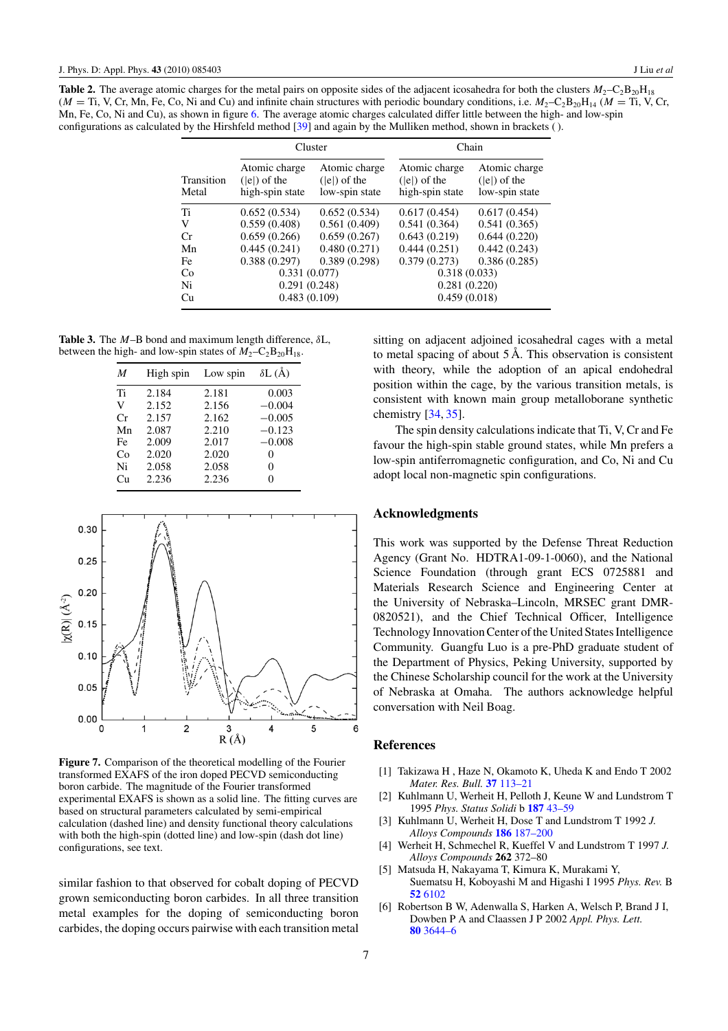**Table 2.** The average atomic charges for the metal pairs on opposite sides of the adjacent icosahedra for both the clusters $M_2$–$C_2B_{20}H_{18}$ ($M$ = Ti, V, Cr, Mn, Fe, Co, Ni and Cu) and infinite chain structures with periodic boundary conditions, i.e. $M_2$–$C_2B_{20}H_{14}$ ($M$ = Ti, V, Cr, Mn, Fe, Co, Ni and Cu), as shown in figure 6. The average atomic charges calculated differ little between the high- and low-spin configurations as calculated by the Hirshfeld method [39] and again by the Mulliken method, shown in brackets ( ).

| Transition Metal | Cluster | | Chain | |
|---|---|---|---|---|
| | Atomic charge (\|e\|) of the high-spin state | Atomic charge (\|e\|) of the low-spin state | Atomic charge (\|e\|) of the high-spin state | Atomic charge (\|e\|) of the low-spin state |
| Ti | 0.652 (0.534) | 0.652 (0.534) | 0.617 (0.454) | 0.617 (0.454) |
| V | 0.559 (0.408) | 0.561 (0.409) | 0.541 (0.364) | 0.541 (0.365) |
| Cr | 0.659 (0.266) | 0.659 (0.267) | 0.643 (0.219) | 0.644 (0.220) |
| Mn | 0.445 (0.241) | 0.480 (0.271) | 0.444 (0.251) | 0.442 (0.243) |
| Fe | 0.388 (0.297) | 0.389 (0.298) | 0.379 (0.273) | 0.386 (0.285) |
| Co | 0.331 (0.077) | | 0.318 (0.033) | |
| Ni | 0.291 (0.248) | | 0.281 (0.220) | |
| Cu | 0.483 (0.109) | | 0.459 (0.018) | |

**Table 3.** The $M$–B bond and maximum length difference, $\delta$L, between the high- and low-spin states of $M_2$–$C_2B_{20}H_{18}$.

| $M$ | High spin | Low spin | $\delta$L (Å) |
|---|---|---|---|
| Ti | 2.184 | 2.181 | 0.003 |
| V | 2.152 | 2.156 | −0.004 |
| Cr | 2.157 | 2.162 | −0.005 |
| Mn | 2.087 | 2.210 | −0.123 |
| Fe | 2.009 | 2.017 | −0.008 |
| Co | 2.020 | 2.020 | 0 |
| Ni | 2.058 | 2.058 | 0 |
| Cu | 2.236 | 2.236 | 0 |

**Figure 7.** Comparison of the theoretical modelling of the Fourier transformed EXAFS of the iron doped PECVD semiconducting boron carbide. The magnitude of the Fourier transformed experimental EXAFS is shown as a solid line. The fitting curves are based on structural parameters calculated by semi-empirical calculation (dashed line) and density functional theory calculations with both the high-spin (dotted line) and low-spin (dash dot line) configurations, see text.

similar fashion to that observed for cobalt doping of PECVD grown semiconducting boron carbides. In all three transition metal examples for the doping of semiconducting boron carbides, the doping occurs pairwise with each transition metal sitting on adjacent adjoined icosahedral cages with a metal to metal spacing of about 5 Å. This observation is consistent with theory, while the adoption of an apical endohedral position within the cage, by the various transition metals, is consistent with known main group metalloborane synthetic chemistry [34, 35].

The spin density calculations indicate that Ti, V, Cr and Fe favour the high-spin stable ground states, while Mn prefers a low-spin antiferromagnetic configuration, and Co, Ni and Cu adopt local non-magnetic spin configurations.

## Acknowledgments

This work was supported by the Defense Threat Reduction Agency (Grant No. HDTRA1-09-1-0060), and the National Science Foundation (through grant ECS 0725881 and Materials Research Science and Engineering Center at the University of Nebraska–Lincoln, MRSEC grant DMR-0820521), and the Chief Technical Officer, Intelligence Technology Innovation Center of the United States Intelligence Community. Guangfu Luo is a pre-PhD graduate student of the Department of Physics, Peking University, supported by the Chinese Scholarship council for the work at the University of Nebraska at Omaha. The authors acknowledge helpful conversation with Neil Boag.

## References

[1] Takizawa H , Haze N, Okamoto K, Uheda K and Endo T 2002 *Mater. Res. Bull.* **37** 113–21

[2] Kuhlmann U, Werheit H, Pelloth J, Keune W and Lundstrom T 1995 *Phys. Status Solidi* b **187** 43–59

[3] Kuhlmann U, Werheit H, Dose T and Lundstrom T 1992 *J. Alloys Compounds* **186** 187–200

[4] Werheit H, Schmechel R, Kueffel V and Lundstrom T 1997 *J. Alloys Compounds* **262** 372–80

[5] Matsuda H, Nakayama T, Kimura K, Murakami Y, Suematsu H, Koboyashi M and Higashi I 1995 *Phys. Rev.* B **52** 6102

[6] Robertson B W, Adenwalla S, Harken A, Welsch P, Brand J I, Dowben P A and Claassen J P 2002 *Appl. Phys. Lett.* **80** 3644–6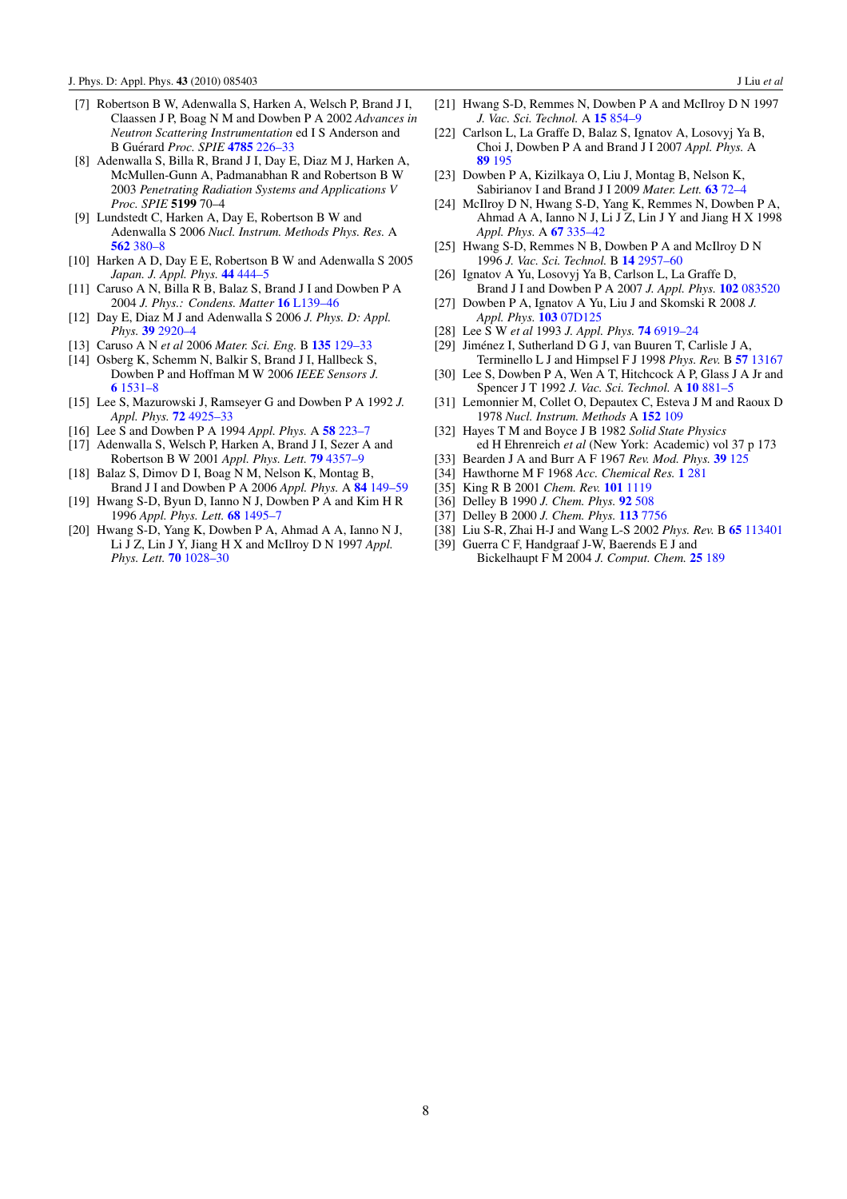[7] Robertson B W, Adenwalla S, Harken A, Welsch P, Brand J I, Claassen J P, Boag N M and Dowben P A 2002 *Advances in Neutron Scattering Instrumentation* ed I S Anderson and B Guérard *Proc. SPIE* **4785** 226–33

[8] Adenwalla S, Billa R, Brand J I, Day E, Diaz M J, Harken A, McMullen-Gunn A, Padmanabhan R and Robertson B W 2003 *Penetrating Radiation Systems and Applications V Proc. SPIE* **5199** 70–4

[9] Lundstedt C, Harken A, Day E, Robertson B W and Adenwalla S 2006 *Nucl. Instrum. Methods Phys. Res.* A **562** 380–8

[10] Harken A D, Day E E, Robertson B W and Adenwalla S 2005 *Japan. J. Appl. Phys.* **44** 444–5

[11] Caruso A N, Billa R B, Balaz S, Brand J I and Dowben P A 2004 *J. Phys.: Condens. Matter* **16** L139–46

[12] Day E, Diaz M J and Adenwalla S 2006 *J. Phys. D: Appl. Phys.* **39** 2920–4

[13] Caruso A N *et al* 2006 *Mater. Sci. Eng.* B **135** 129–33

[14] Osberg K, Schemm N, Balkir S, Brand J I, Hallbeck S, Dowben P and Hoffman M W 2006 *IEEE Sensors J.* **6** 1531–8

[15] Lee S, Mazurowski J, Ramseyer G and Dowben P A 1992 *J. Appl. Phys.* **72** 4925–33

[16] Lee S and Dowben P A 1994 *Appl. Phys.* A **58** 223–7

[17] Adenwalla S, Welsch P, Harken A, Brand J I, Sezer A and Robertson B W 2001 *Appl. Phys. Lett.* **79** 4357–9

[18] Balaz S, Dimov D I, Boag N M, Nelson K, Montag B, Brand J I and Dowben P A 2006 *Appl. Phys.* A **84** 149–59

[19] Hwang S-D, Byun D, Ianno N J, Dowben P A and Kim H R 1996 *Appl. Phys. Lett.* **68** 1495–7

[20] Hwang S-D, Yang K, Dowben P A, Ahmad A A, Ianno N J, Li J Z, Lin J Y, Jiang H X and McIlroy D N 1997 *Appl. Phys. Lett.* **70** 1028–30

[21] Hwang S-D, Remmes N, Dowben P A and McIlroy D N 1997 *J. Vac. Sci. Technol.* A **15** 854–9

[22] Carlson L, La Graffe D, Balaz S, Ignatov A, Losovyj Ya B, Choi J, Dowben P A and Brand J I 2007 *Appl. Phys.* A **89** 195

[23] Dowben P A, Kizilkaya O, Liu J, Montag B, Nelson K, Sabirianov I and Brand J I 2009 *Mater. Lett.* **63** 72–4

[24] McIlroy D N, Hwang S-D, Yang K, Remmes N, Dowben P A, Ahmad A A, Ianno N J, Li J Z, Lin J Y and Jiang H X 1998 *Appl. Phys.* A **67** 335–42

[25] Hwang S-D, Remmes N B, Dowben P A and McIlroy D N 1996 *J. Vac. Sci. Technol.* B **14** 2957–60

[26] Ignatov A Yu, Losovyj Ya B, Carlson L, La Graffe D, Brand J I and Dowben P A 2007 *J. Appl. Phys.* **102** 083520

[27] Dowben P A, Ignatov A Yu, Liu J and Skomski R 2008 *J. Appl. Phys.* **103** 07D125

[28] Lee S W *et al* 1993 *J. Appl. Phys.* **74** 6919–24

[29] Jiménez I, Sutherland D G J, van Buuren T, Carlisle J A, Terminello L J and Himpsel F J 1998 *Phys. Rev.* B **57** 13167

[30] Lee S, Dowben P A, Wen A T, Hitchcock A P, Glass J A Jr and Spencer J T 1992 *J. Vac. Sci. Technol.* A **10** 881–5

[31] Lemonnier M, Collet O, Depautex C, Esteva J M and Raoux D 1978 *Nucl. Instrum. Methods* A **152** 109

[32] Hayes T M and Boyce J B 1982 *Solid State Physics* ed H Ehrenreich *et al* (New York: Academic) vol 37 p 173

[33] Bearden J A and Burr A F 1967 *Rev. Mod. Phys.* **39** 125

[34] Hawthorne M F 1968 *Acc. Chemical Res.* **1** 281

[35] King R B 2001 *Chem. Rev.* **101** 1119

[36] Delley B 1990 *J. Chem. Phys.* **92** 508

[37] Delley B 2000 *J. Chem. Phys.* **113** 7756

[38] Liu S-R, Zhai H-J and Wang L-S 2002 *Phys. Rev.* B **65** 113401

[39] Guerra C F, Handgraaf J-W, Baerends E J and Bickelhaupt F M 2004 *J. Comput. Chem.* **25** 189